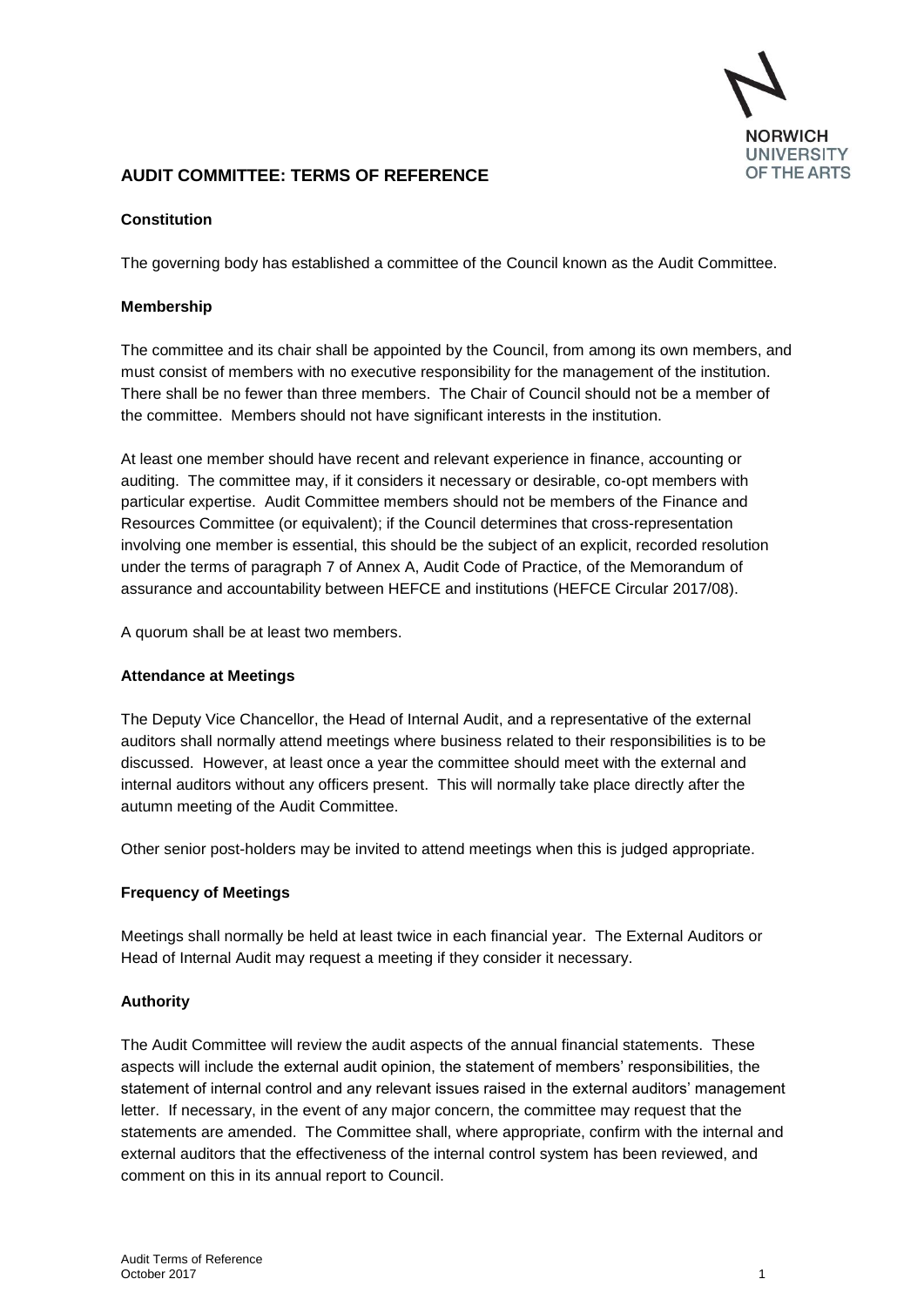## AUDIT COMMITTEE: TERMS OF REFERENCE

### Constitution

The governing body has established a committee of the Council known as the Audit Committee.

### Membership

The committee and its chair shall be appointed by the Council, from among its own members, and must consist of members with no executive responsibility for the management of the institution. There shall be no fewer than three members. The Chair of Council should not be a member of the committee. Members should not have significant interests in the institution.

At least one member should have recent and relevant experience in finance, accounting or auditing. The committee may, if it considers it necessary or desirable, co-opt members with particular expertise. Audit Committee members should not be members of the Finance and Resources Committee (or equivalent); if the Council determines that cross-representation involving one member is essential, this should be the subject of an explicit, recorded resolution under the terms of paragraph 7 of Annex A, Audit Code of Practice, of the Memorandum of assurance and accountability between HEFCE and institutions (HEFCE Circular 2017/08).

A quorum shall be at least two members.

### Attendance at Meetings

The Deputy Vice Chancellor, the Head of Internal Audit, and a representative of the external auditors shall normally attend meetings where business related to their responsibilities is to be discussed. However, at least once a year the committee should meet with the external and internal auditors without any officers present. This will normally take place directly after the autumn meeting of the Audit Committee.

Other senior post-holders may be invited to attend meetings when this is judged appropriate.

### Frequency of Meetings

Meetings shall normally be held at least twice in each financial year. The External Auditors or Head of Internal Audit may request a meeting if they consider it necessary.

### Authority

The Audit Committee will review the audit aspects of the annual financial statements. These aspects will include the external audit opinion, the statement of members' responsibilities, the statement of internal control and any relevant issues raised in the external auditors' management letter. If necessary, in the event of any major concern, the committee may request that the statements are amended. The Committee shall, where appropriate, confirm with the internal and external auditors that the effectiveness of the internal control system has been reviewed, and comment on this in its annual report to Council.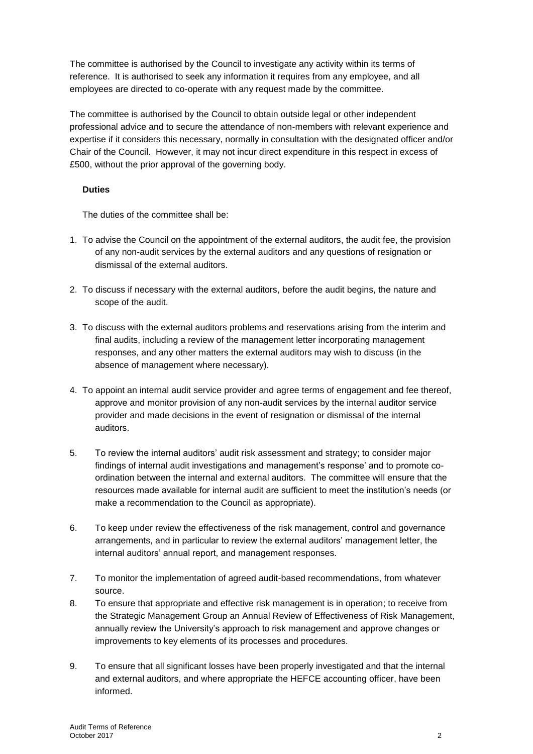The committee is authorised by the Council to investigate any activity within its terms of reference. It is authorised to seek any information it requires from any employee, and all employees are directed to co-operate with any request made by the committee.

The committee is authorised by the Council to obtain outside legal or other independent professional advice and to secure the attendance of non-members with relevant experience and expertise if it considers this necessary, normally in consultation with the designated officer and/or Chair of the Council. However, it may not incur direct expenditure in this respect in excess of £500, without the prior approval of the governing body.

**Duties**

The duties of the committee shall be:

1. To advise the Council on the appointment of the external auditors, the audit fee, the provision of any non-audit services by the external auditors and any questions of resignation or dismissal of the external auditors.

2. To discuss if necessary with the external auditors, before the audit begins, the nature and scope of the audit.

3. To discuss with the external auditors problems and reservations arising from the interim and final audits, including a review of the management letter incorporating management responses, and any other matters the external auditors may wish to discuss (in the absence of management where necessary).

4. To appoint an internal audit service provider and agree terms of engagement and fee thereof, approve and monitor provision of any non-audit services by the internal auditor service provider and made decisions in the event of resignation or dismissal of the internal auditors.

5. To review the internal auditors' audit risk assessment and strategy; to consider major findings of internal audit investigations and management's response' and to promote co-ordination between the internal and external auditors. The committee will ensure that the resources made available for internal audit are sufficient to meet the institution's needs (or make a recommendation to the Council as appropriate).

6. To keep under review the effectiveness of the risk management, control and governance arrangements, and in particular to review the external auditors' management letter, the internal auditors' annual report, and management responses.

7. To monitor the implementation of agreed audit-based recommendations, from whatever source.

8. To ensure that appropriate and effective risk management is in operation; to receive from the Strategic Management Group an Annual Review of Effectiveness of Risk Management, annually review the University's approach to risk management and approve changes or improvements to key elements of its processes and procedures.

9. To ensure that all significant losses have been properly investigated and that the internal and external auditors, and where appropriate the HEFCE accounting officer, have been informed.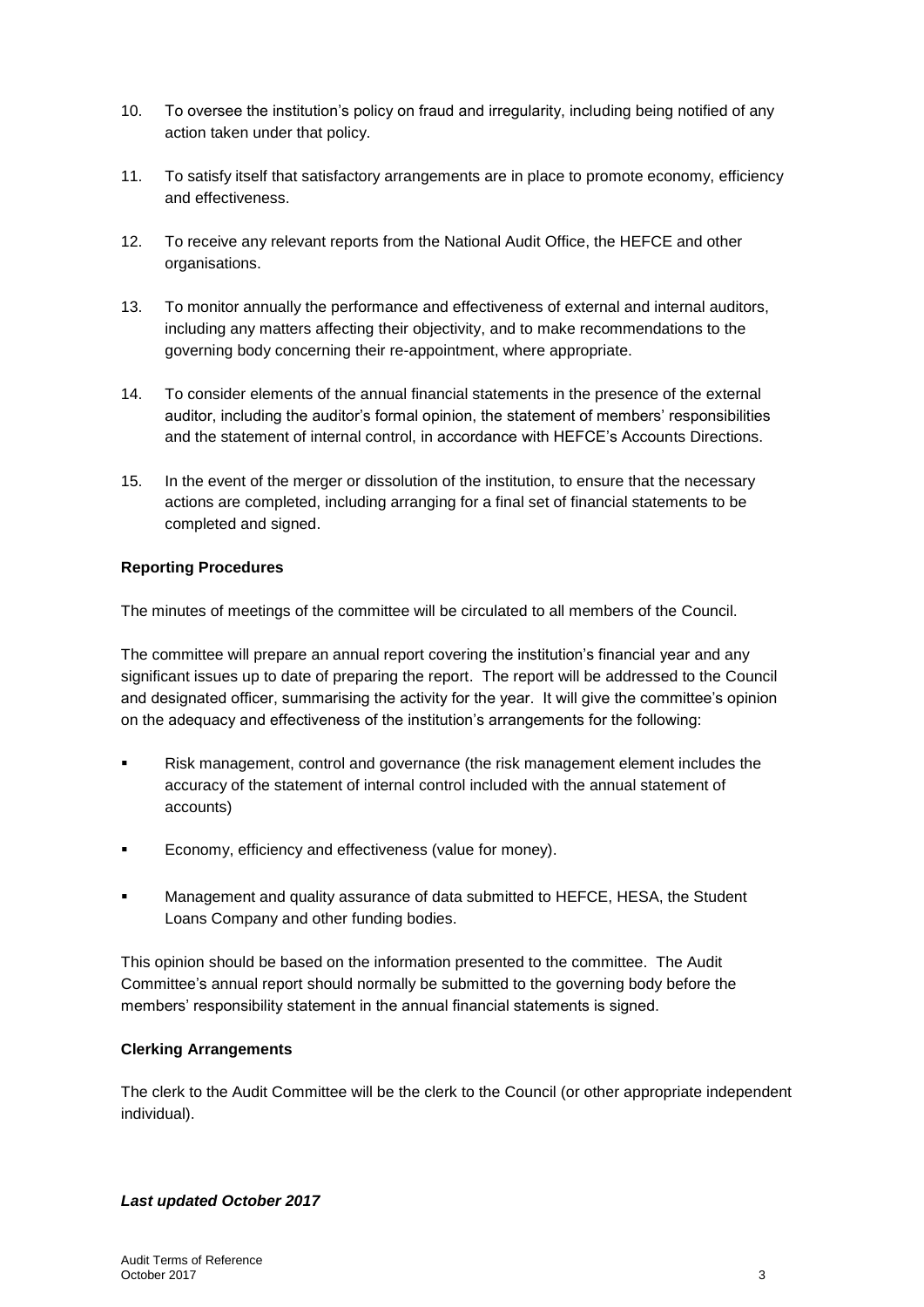10. To oversee the institution's policy on fraud and irregularity, including being notified of any action taken under that policy.

11. To satisfy itself that satisfactory arrangements are in place to promote economy, efficiency and effectiveness.

12. To receive any relevant reports from the National Audit Office, the HEFCE and other organisations.

13. To monitor annually the performance and effectiveness of external and internal auditors, including any matters affecting their objectivity, and to make recommendations to the governing body concerning their re-appointment, where appropriate.

14. To consider elements of the annual financial statements in the presence of the external auditor, including the auditor's formal opinion, the statement of members' responsibilities and the statement of internal control, in accordance with HEFCE's Accounts Directions.

15. In the event of the merger or dissolution of the institution, to ensure that the necessary actions are completed, including arranging for a final set of financial statements to be completed and signed.

**Reporting Procedures**

The minutes of meetings of the committee will be circulated to all members of the Council.

The committee will prepare an annual report covering the institution's financial year and any significant issues up to date of preparing the report. The report will be addressed to the Council and designated officer, summarising the activity for the year. It will give the committee's opinion on the adequacy and effectiveness of the institution's arrangements for the following:

- Risk management, control and governance (the risk management element includes the accuracy of the statement of internal control included with the annual statement of accounts)
- Economy, efficiency and effectiveness (value for money).
- Management and quality assurance of data submitted to HEFCE, HESA, the Student Loans Company and other funding bodies.

This opinion should be based on the information presented to the committee. The Audit Committee's annual report should normally be submitted to the governing body before the members' responsibility statement in the annual financial statements is signed.

**Clerking Arrangements**

The clerk to the Audit Committee will be the clerk to the Council (or other appropriate independent individual).

***Last updated October 2017***